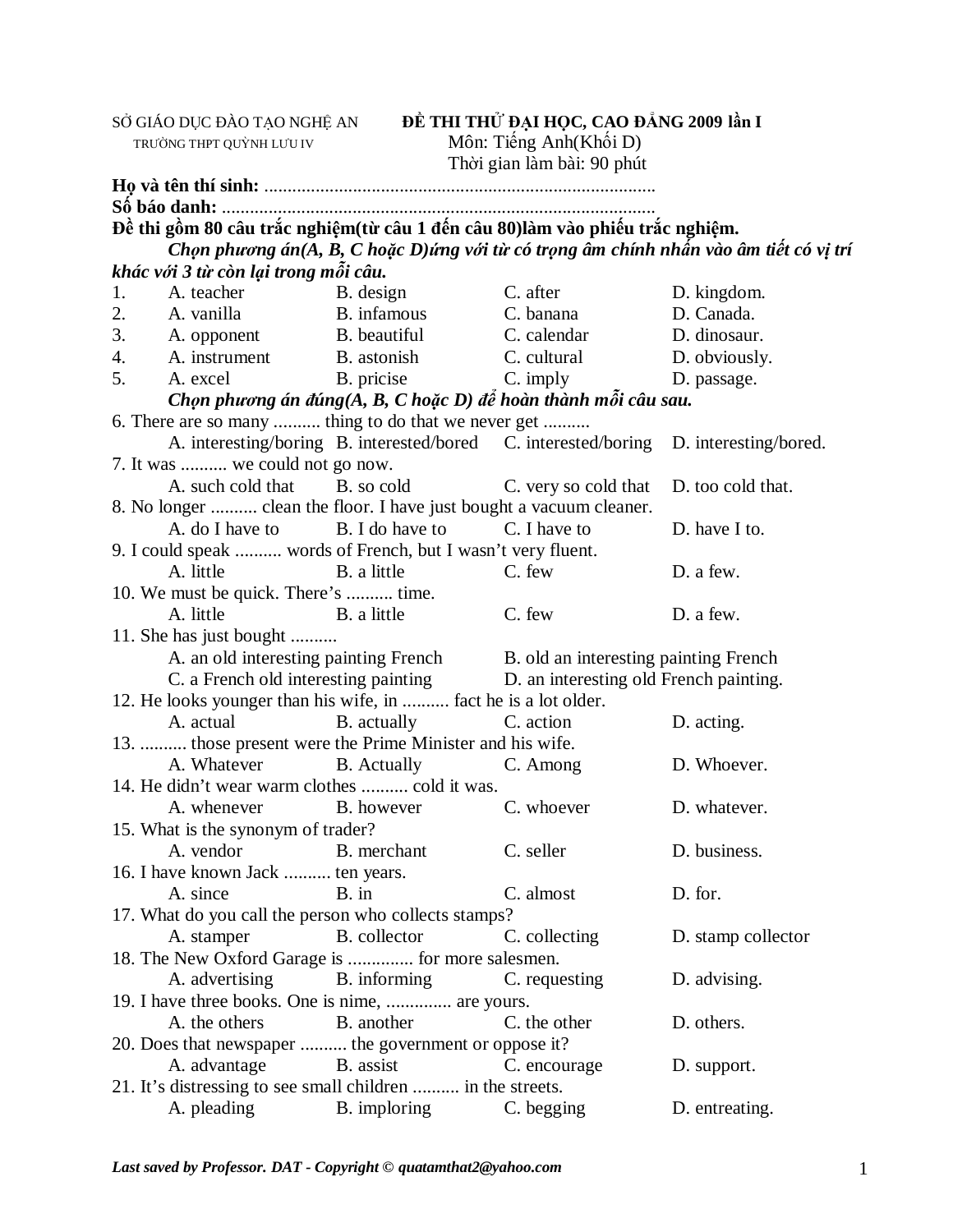SỞ GIÁO DỤC ĐÀO TẠO NGHỆ AN
TRƯỜNG THPT QUỲNH LƯU IV

**ĐỀ THI THỬ ĐẠI HỌC, CAO ĐẲNG 2009 lần I**
Môn: Tiếng Anh(Khối D)
Thời gian làm bài: 90 phút

**Họ và tên thí sinh:** ....................................................................................

**Số báo danh:** ..............................................................................................

**Đề thi gồm 80 câu trắc nghiệm(từ câu 1 đến câu 80)làm vào phiếu trắc nghiệm.**

***Chọn phương án(A, B, C hoặc D)ứng với từ có trọng âm chính nhấn vào âm tiết có vị trí khác với 3 từ còn lại trong mỗi câu.***

1. A. teacher B. design C. after D. kingdom.
2. A. vanilla B. infamous C. banana D. Canada.
3. A. opponent B. beautiful C. calendar D. dinosaur.
4. A. instrument B. astonish C. cultural D. obviously.
5. A. excel B. pricise C. imply D. passage.

***Chọn phương án đúng(A, B, C hoặc D) để hoàn thành mỗi câu sau.***

6. There are so many .......... thing to do that we never get ..........
   A. interesting/boring B. interested/bored C. interested/boring D. interesting/bored.

7. It was .......... we could not go now.
   A. such cold that B. so cold C. very so cold that D. too cold that.

8. No longer .......... clean the floor. I have just bought a vacuum cleaner.
   A. do I have to B. I do have to C. I have to D. have I to.

9. I could speak .......... words of French, but I wasn't very fluent.
   A. little B. a little C. few D. a few.

10. We must be quick. There's .......... time.
    A. little B. a little C. few D. a few.

11. She has just bought ..........
    A. an old interesting painting French B. old an interesting painting French
    C. a French old interesting painting D. an interesting old French painting.

12. He looks younger than his wife, in .......... fact he is a lot older.
    A. actual B. actually C. action D. acting.

13. .......... those present were the Prime Minister and his wife.
    A. Whatever B. Actually C. Among D. Whoever.

14. He didn't wear warm clothes .......... cold it was.
    A. whenever B. however C. whoever D. whatever.

15. What is the synonym of trader?
    A. vendor B. merchant C. seller D. business.

16. I have known Jack .......... ten years.
    A. since B. in C. almost D. for.

17. What do you call the person who collects stamps?
    A. stamper B. collector C. collecting D. stamp collector

18. The New Oxford Garage is .............. for more salesmen.
    A. advertising B. informing C. requesting D. advising.

19. I have three books. One is nime, .............. are yours.
    A. the others B. another C. the other D. others.

20. Does that newspaper .......... the government or oppose it?
    A. advantage B. assist C. encourage D. support.

21. It's distressing to see small children .......... in the streets.
    A. pleading B. imploring C. begging D. entreating.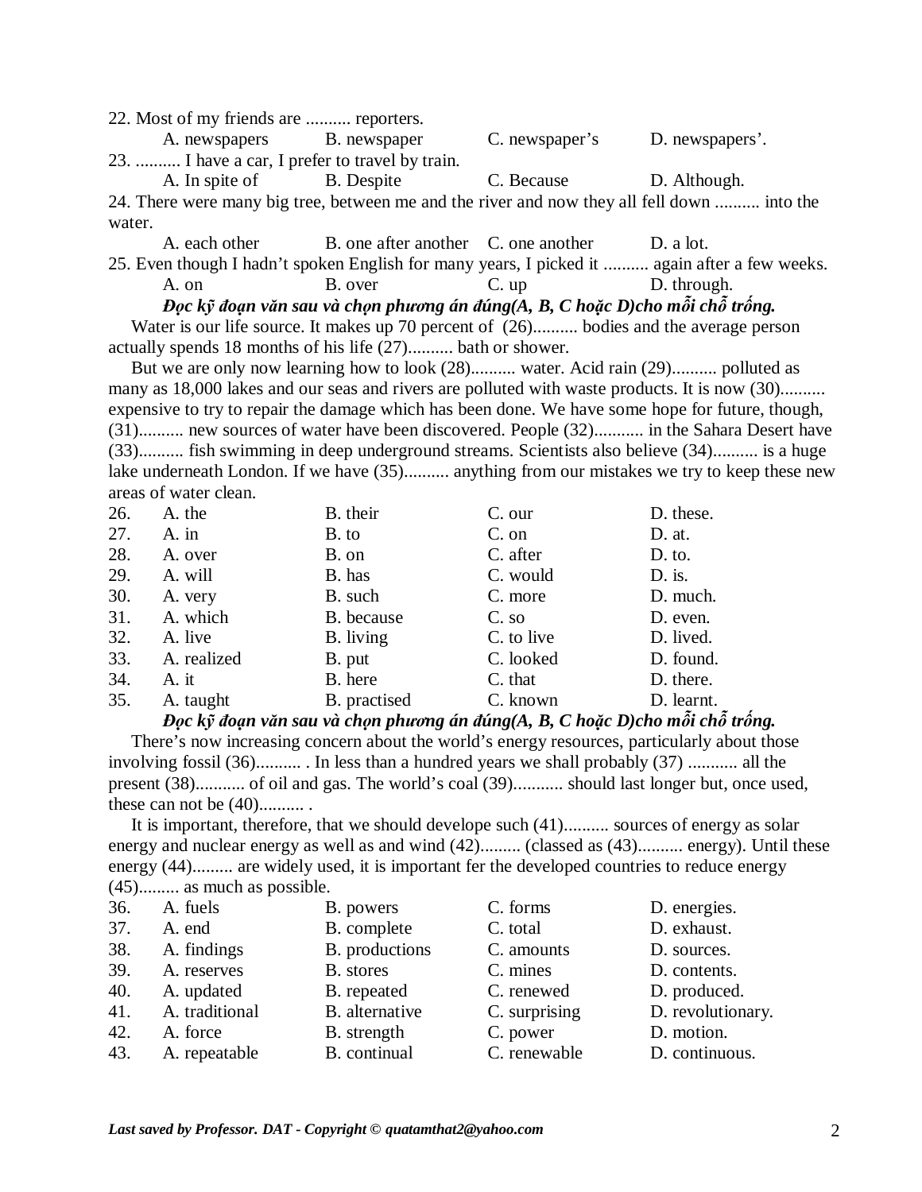22. Most of my friends are .......... reporters.

A. newspapers　　B. newspaper　　C. newspaper’s　　D. newspapers’.

23. .......... I have a car, I prefer to travel by train.

A. In spite of　　B. Despite　　C. Because　　D. Although.

24. There were many big tree, between me and the river and now they all fell down .......... into the water.

A. each other　　B. one after another　　C. one another　　D. a lot.

25. Even though I hadn’t spoken English for many years, I picked it .......... again after a few weeks.

A. on　　B. over　　C. up　　D. through.

***Đọc kỹ đoạn văn sau và chọn phương án đúng(A, B, C hoặc D)cho mỗi chỗ trống.***

Water is our life source. It makes up 70 percent of (26).......... bodies and the average person actually spends 18 months of his life (27).......... bath or shower.

But we are only now learning how to look (28).......... water. Acid rain (29).......... polluted as many as 18,000 lakes and our seas and rivers are polluted with waste products. It is now (30).......... expensive to try to repair the damage which has been done. We have some hope for future, though, (31).......... new sources of water have been discovered. People (32)........... in the Sahara Desert have (33).......... fish swimming in deep underground streams. Scientists also believe (34).......... is a huge lake underneath London. If we have (35).......... anything from our mistakes we try to keep these new areas of water clean.

26. A. the　　B. their　　C. our　　D. these.

27. A. in　　B. to　　C. on　　D. at.

28. A. over　　B. on　　C. after　　D. to.

29. A. will　　B. has　　C. would　　D. is.

30. A. very　　B. such　　C. more　　D. much.

31. A. which　　B. because　　C. so　　D. even.

32. A. live　　B. living　　C. to live　　D. lived.

33. A. realized　　B. put　　C. looked　　D. found.

34. A. it　　B. here　　C. that　　D. there.

35. A. taught　　B. practised　　C. known　　D. learnt.

***Đọc kỹ đoạn văn sau và chọn phương án đúng(A, B, C hoặc D)cho mỗi chỗ trống.***

There’s now increasing concern about the world’s energy resources, particularly about those involving fossil (36).......... . In less than a hundred years we shall probably (37) ........... all the present (38)........... of oil and gas. The world’s coal (39)........... should last longer but, once used, these can not be (40).......... .

It is important, therefore, that we should develope such (41).......... sources of energy as solar energy and nuclear energy as well as and wind (42)......... (classed as (43).......... energy). Until these energy (44)......... are widely used, it is important fer the developed countries to reduce energy (45)......... as much as possible.

36. A. fuels　　B. powers　　C. forms　　D. energies.

37. A. end　　B. complete　　C. total　　D. exhaust.

38. A. findings　　B. productions　　C. amounts　　D. sources.

39. A. reserves　　B. stores　　C. mines　　D. contents.

40. A. updated　　B. repeated　　C. renewed　　D. produced.

41. A. traditional　　B. alternative　　C. surprising　　D. revolutionary.

42. A. force　　B. strength　　C. power　　D. motion.

43. A. repeatable　　B. continual　　C. renewable　　D. continuous.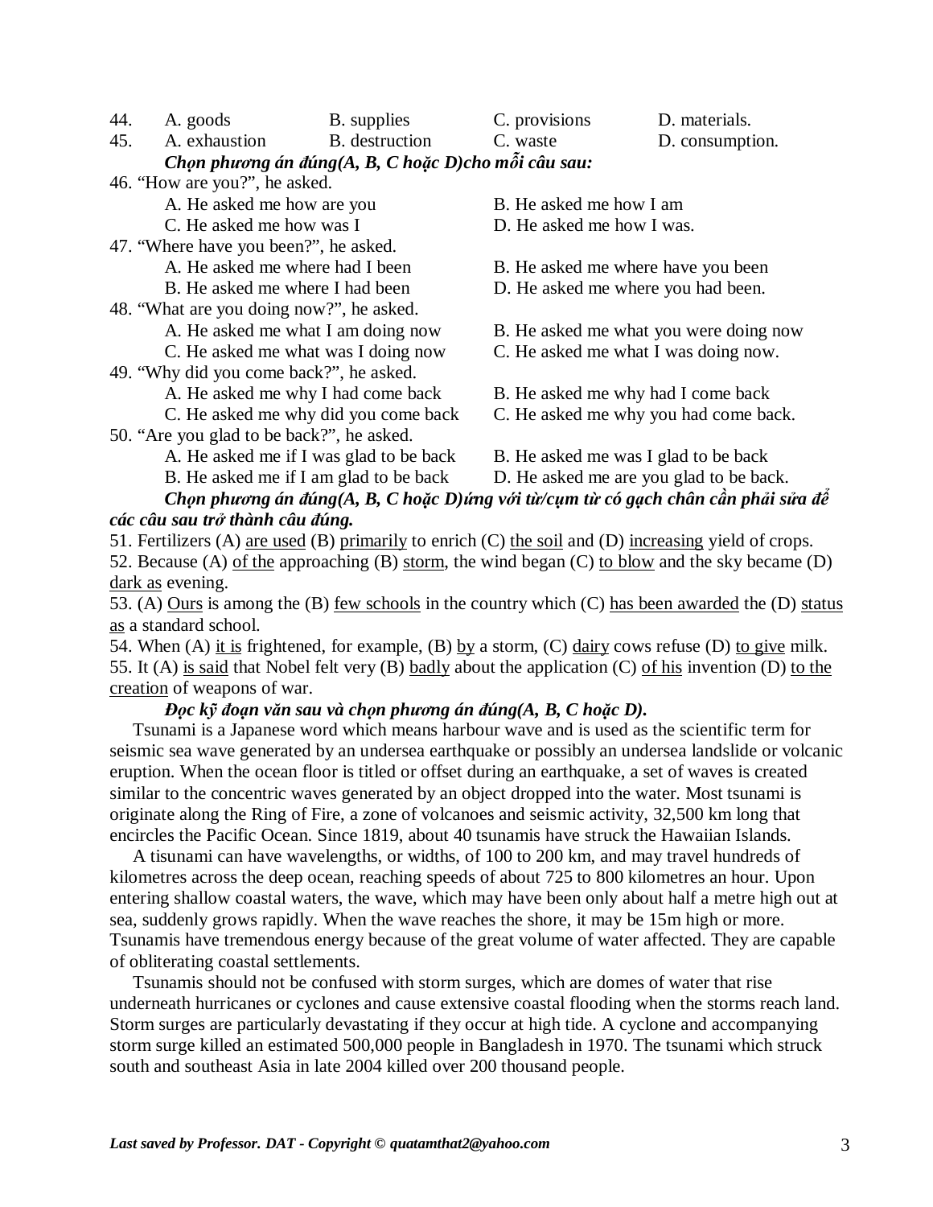44. A. goods B. supplies C. provisions D. materials.
45. A. exhaustion B. destruction C. waste D. consumption.

***Chọn phương án đúng(A, B, C hoặc D)cho mỗi câu sau:***

46. "How are you?", he asked.
 A. He asked me how are you B. He asked me how I am
 C. He asked me how was I D. He asked me how I was.

47. "Where have you been?", he asked.
 A. He asked me where had I been B. He asked me where have you been
 B. He asked me where I had been D. He asked me where you had been.

48. "What are you doing now?", he asked.
 A. He asked me what I am doing now B. He asked me what you were doing now
 C. He asked me what was I doing now C. He asked me what I was doing now.

49. "Why did you come back?", he asked.
 A. He asked me why I had come back B. He asked me why had I come back
 C. He asked me why did you come back C. He asked me why you had come back.

50. "Are you glad to be back?", he asked.
 A. He asked me if I was glad to be back B. He asked me was I glad to be back
 B. He asked me if I am glad to be back D. He asked me are you glad to be back.

***Chọn phương án đúng(A, B, C hoặc D)ứng với từ/cụm từ có gạch chân cần phải sửa để các câu sau trở thành câu đúng.***

51. Fertilizers (A) <u>are used</u> (B) <u>primarily</u> to enrich (C) <u>the soil</u> and (D) <u>increasing</u> yield of crops.

52. Because (A) <u>of the</u> approaching (B) <u>storm</u>, the wind began (C) <u>to blow</u> and the sky became (D) <u>dark as</u> evening.

53. (A) <u>Ours</u> is among the (B) <u>few schools</u> in the country which (C) <u>has been awarded</u> the (D) <u>status as</u> a standard school.

54. When (A) <u>it is</u> frightened, for example, (B) <u>by</u> a storm, (C) <u>dairy</u> cows refuse (D) <u>to give</u> milk.

55. It (A) <u>is said</u> that Nobel felt very (B) <u>badly</u> about the application (C) <u>of his</u> invention (D) <u>to the creation</u> of weapons of war.

***Đọc kỹ đoạn văn sau và chọn phương án đúng(A, B, C hoặc D).***

Tsunami is a Japanese word which means harbour wave and is used as the scientific term for seismic sea wave generated by an undersea earthquake or possibly an undersea landslide or volcanic eruption. When the ocean floor is titled or offset during an earthquake, a set of waves is created similar to the concentric waves generated by an object dropped into the water. Most tsunami is originate along the Ring of Fire, a zone of volcanoes and seismic activity, 32,500 km long that encircles the Pacific Ocean. Since 1819, about 40 tsunamis have struck the Hawaiian Islands.

A tisunami can have wavelengths, or widths, of 100 to 200 km, and may travel hundreds of kilometres across the deep ocean, reaching speeds of about 725 to 800 kilometres an hour. Upon entering shallow coastal waters, the wave, which may have been only about half a metre high out at sea, suddenly grows rapidly. When the wave reaches the shore, it may be 15m high or more. Tsunamis have tremendous energy because of the great volume of water affected. They are capable of obliterating coastal settlements.

Tsunamis should not be confused with storm surges, which are domes of water that rise underneath hurricanes or cyclones and cause extensive coastal flooding when the storms reach land. Storm surges are particularly devastating if they occur at high tide. A cyclone and accompanying storm surge killed an estimated 500,000 people in Bangladesh in 1970. The tsunami which struck south and southeast Asia in late 2004 killed over 200 thousand people.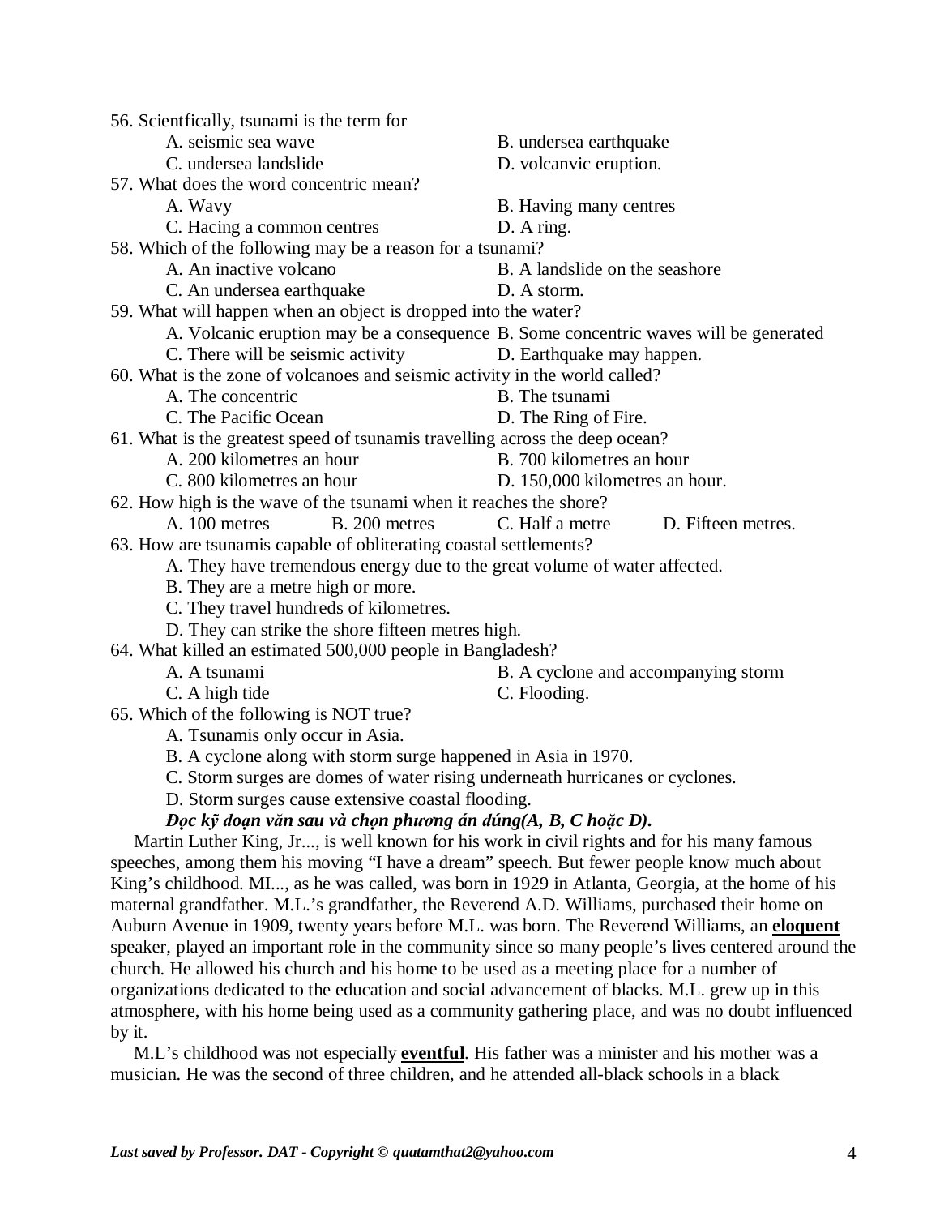56. Scientfically, tsunami is the term for

A. seismic sea wave B. undersea earthquake

C. undersea landslide D. volcanvic eruption.

57. What does the word concentric mean?

A. Wavy B. Having many centres

C. Hacing a common centres D. A ring.

58. Which of the following may be a reason for a tsunami?

A. An inactive volcano B. A landslide on the seashore

C. An undersea earthquake D. A storm.

59. What will happen when an object is dropped into the water?

A. Volcanic eruption may be a consequence B. Some concentric waves will be generated

C. There will be seismic activity D. Earthquake may happen.

60. What is the zone of volcanoes and seismic activity in the world called?

A. The concentric B. The tsunami

C. The Pacific Ocean D. The Ring of Fire.

61. What is the greatest speed of tsunamis travelling across the deep ocean?

A. 200 kilometres an hour B. 700 kilometres an hour

C. 800 kilometres an hour D. 150,000 kilometres an hour.

62. How high is the wave of the tsunami when it reaches the shore?

A. 100 metres B. 200 metres C. Half a metre D. Fifteen metres.

63. How are tsunamis capable of obliterating coastal settlements?

A. They have tremendous energy due to the great volume of water affected.

B. They are a metre high or more.

C. They travel hundreds of kilometres.

D. They can strike the shore fifteen metres high.

64. What killed an estimated 500,000 people in Bangladesh?

A. A tsunami B. A cyclone and accompanying storm

C. A high tide C. Flooding.

65. Which of the following is NOT true?

A. Tsunamis only occur in Asia.

B. A cyclone along with storm surge happened in Asia in 1970.

C. Storm surges are domes of water rising underneath hurricanes or cyclones.

D. Storm surges cause extensive coastal flooding.

***Đọc kỹ đoạn văn sau và chọn phương án đúng(A, B, C hoặc D).***

Martin Luther King, Jr..., is well known for his work in civil rights and for his many famous speeches, among them his moving "I have a dream" speech. But fewer people know much about King's childhood. MI..., as he was called, was born in 1929 in Atlanta, Georgia, at the home of his maternal grandfather. M.L.'s grandfather, the Reverend A.D. Williams, purchased their home on Auburn Avenue in 1909, twenty years before M.L. was born. The Reverend Williams, an **eloquent** speaker, played an important role in the community since so many people's lives centered around the church. He allowed his church and his home to be used as a meeting place for a number of organizations dedicated to the education and social advancement of blacks. M.L. grew up in this atmosphere, with his home being used as a community gathering place, and was no doubt influenced by it.

M.L's childhood was not especially **eventful**. His father was a minister and his mother was a musician. He was the second of three children, and he attended all-black schools in a black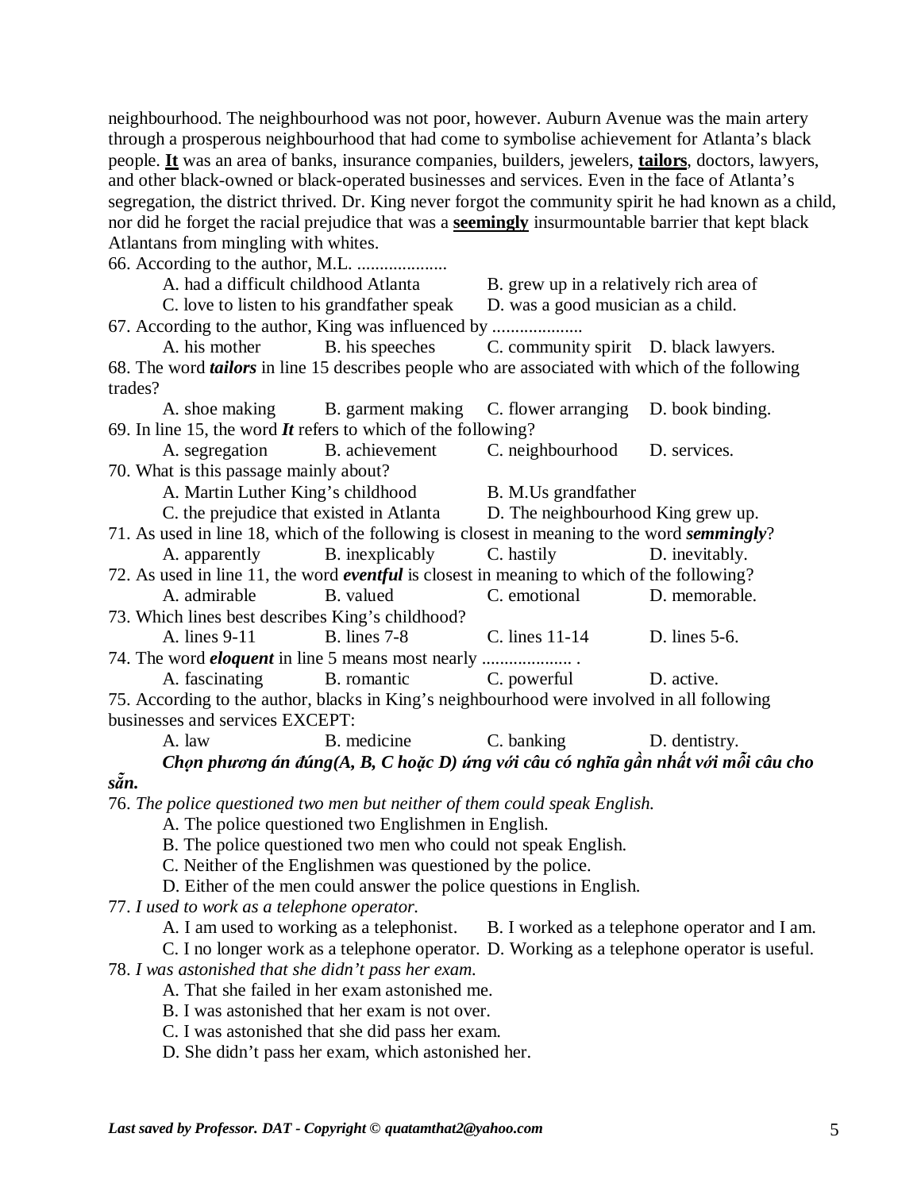neighbourhood. The neighbourhood was not poor, however. Auburn Avenue was the main artery through a prosperous neighbourhood that had come to symbolise achievement for Atlanta's black people. **It** was an area of banks, insurance companies, builders, jewelers, **tailors**, doctors, lawyers, and other black-owned or black-operated businesses and services. Even in the face of Atlanta's segregation, the district thrived. Dr. King never forgot the community spirit he had known as a child, nor did he forget the racial prejudice that was a **seemingly** insurmountable barrier that kept black Atlantans from mingling with whites.

66. According to the author, M.L. ....................
   A. had a difficult childhood Atlanta B. grew up in a relatively rich area of
   C. love to listen to his grandfather speak D. was a good musician as a child.

67. According to the author, King was influenced by ....................
   A. his mother B. his speeches C. community spirit D. black lawyers.

68. The word ***tailors*** in line 15 describes people who are associated with which of the following trades?
   A. shoe making B. garment making C. flower arranging D. book binding.

69. In line 15, the word ***It*** refers to which of the following?
   A. segregation B. achievement C. neighbourhood D. services.

70. What is this passage mainly about?
   A. Martin Luther King's childhood B. M.Us grandfather
   C. the prejudice that existed in Atlanta D. The neighbourhood King grew up.

71. As used in line 18, which of the following is closest in meaning to the word ***semmingly***?
   A. apparently B. inexplicably C. hastily D. inevitably.

72. As used in line 11, the word ***eventful*** is closest in meaning to which of the following?
   A. admirable B. valued C. emotional D. memorable.

73. Which lines best describes King's childhood?
   A. lines 9-11 B. lines 7-8 C. lines 11-14 D. lines 5-6.

74. The word ***eloquent*** in line 5 means most nearly .................... .
   A. fascinating B. romantic C. powerful D. active.

75. According to the author, blacks in King's neighbourhood were involved in all following businesses and services EXCEPT:
   A. law B. medicine C. banking D. dentistry.

***Chọn phương án đúng(A, B, C hoặc D) ứng với câu có nghĩa gần nhất với mỗi câu cho sẵn.***

76. *The police questioned two men but neither of them could speak English.*
   A. The police questioned two Englishmen in English.
   B. The police questioned two men who could not speak English.
   C. Neither of the Englishmen was questioned by the police.
   D. Either of the men could answer the police questions in English.

77. *I used to work as a telephone operator.*
   A. I am used to working as a telephonist. B. I worked as a telephone operator and I am.
   C. I no longer work as a telephone operator. D. Working as a telephone operator is useful.

78. *I was astonished that she didn't pass her exam.*
   A. That she failed in her exam astonished me.
   B. I was astonished that her exam is not over.
   C. I was astonished that she did pass her exam.
   D. She didn't pass her exam, which astonished her.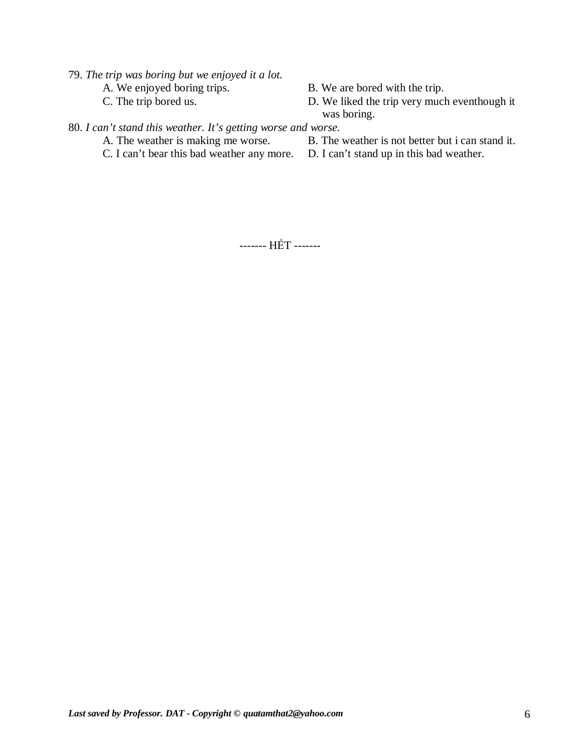79. *The trip was boring but we enjoyed it a lot.*

A. We enjoyed boring trips.
B. We are bored with the trip.
C. The trip bored us.
D. We liked the trip very much eventhough it was boring.

80. *I can't stand this weather. It's getting worse and worse.*

A. The weather is making me worse.
B. The weather is not better but i can stand it.
C. I can't bear this bad weather any more.
D. I can't stand up in this bad weather.

------- HẾT -------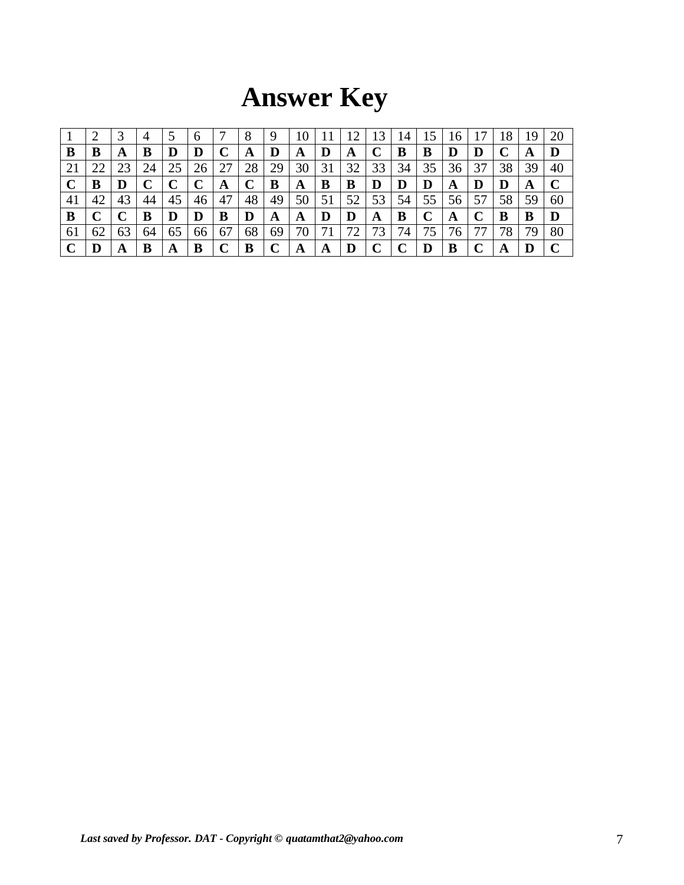# Answer Key

| | | | | | | | | | | | | | | | | | | | |
|---|---|---|---|---|---|---|---|---|---|---|---|---|---|---|---|---|---|---|---|
| 1 | 2 | 3 | 4 | 5 | 6 | 7 | 8 | 9 | 10 | 11 | 12 | 13 | 14 | 15 | 16 | 17 | 18 | 19 | 20 |
| **B** | **B** | **A** | **B** | **D** | **D** | **C** | **A** | **D** | **A** | **D** | **A** | **C** | **B** | **B** | **D** | **D** | **C** | **A** | **D** |
| 21 | 22 | 23 | 24 | 25 | 26 | 27 | 28 | 29 | 30 | 31 | 32 | 33 | 34 | 35 | 36 | 37 | 38 | 39 | 40 |
| **C** | **B** | **D** | **C** | **C** | **C** | **A** | **C** | **B** | **A** | **B** | **B** | **D** | **D** | **D** | **A** | **D** | **D** | **A** | **C** |
| 41 | 42 | 43 | 44 | 45 | 46 | 47 | 48 | 49 | 50 | 51 | 52 | 53 | 54 | 55 | 56 | 57 | 58 | 59 | 60 |
| **B** | **C** | **C** | **B** | **D** | **D** | **B** | **D** | **A** | **A** | **D** | **D** | **A** | **B** | **C** | **A** | **C** | **B** | **B** | **D** |
| 61 | 62 | 63 | 64 | 65 | 66 | 67 | 68 | 69 | 70 | 71 | 72 | 73 | 74 | 75 | 76 | 77 | 78 | 79 | 80 |
| **C** | **D** | **A** | **B** | **A** | **B** | **C** | **B** | **C** | **A** | **A** | **D** | **C** | **C** | **D** | **B** | **C** | **A** | **D** | **C** |